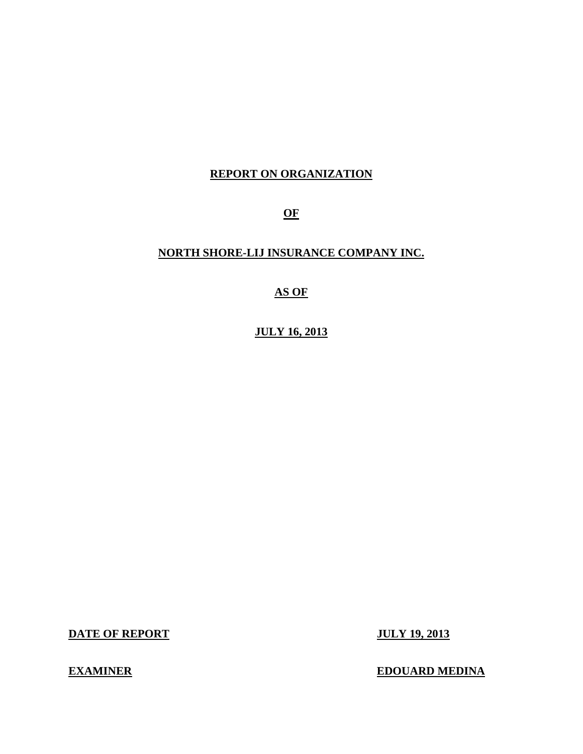**REPORT ON ORGANIZATION**

**OF**

**NORTH SHORE-LIJ INSURANCE COMPANY INC.**

**AS OF**

**JULY 16, 2013**

| | |
|---|---|
| **DATE OF REPORT** | **JULY 19, 2013** |
| **EXAMINER** | **EDOUARD MEDINA** |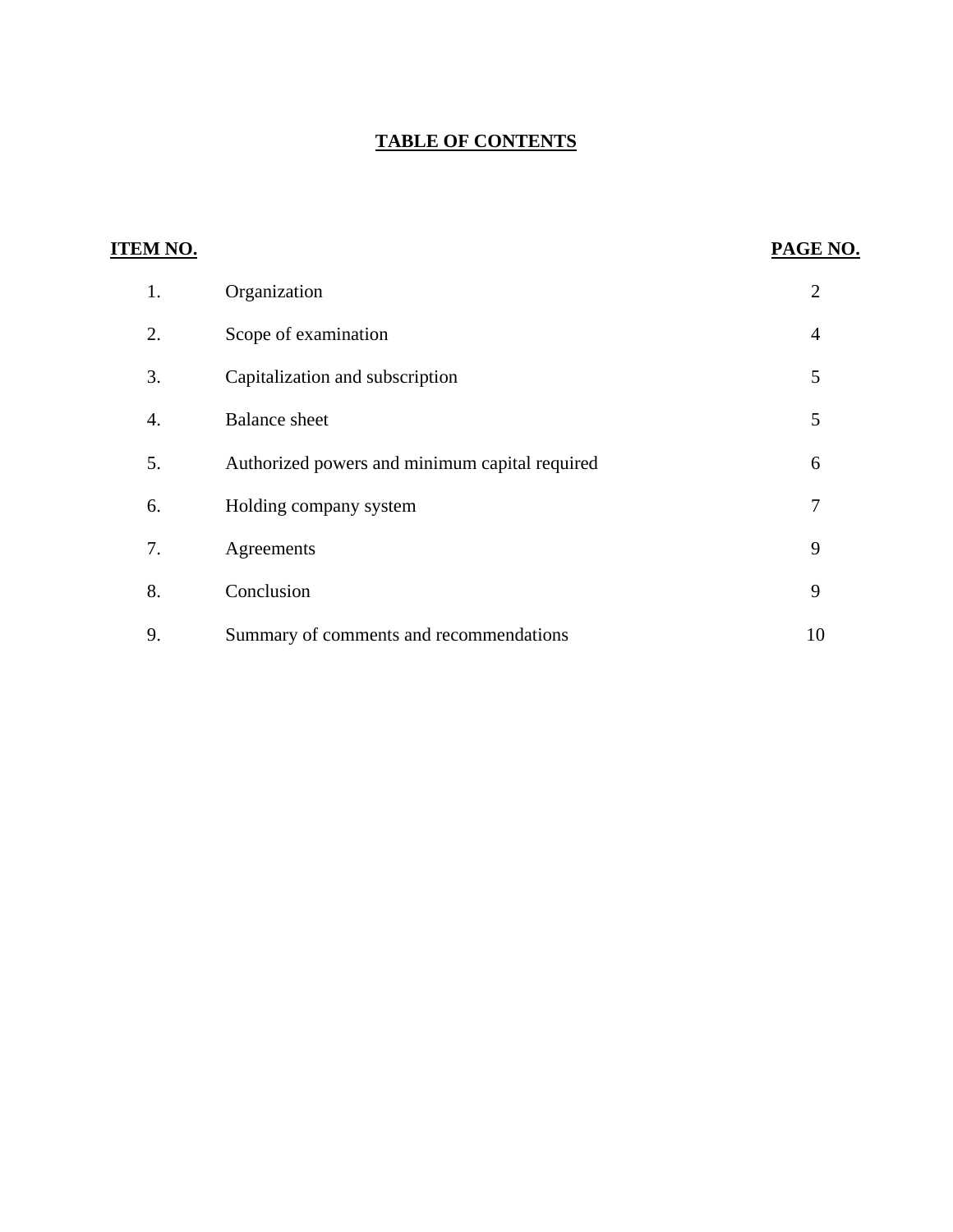# TABLE OF CONTENTS

| ITEM NO. | | PAGE NO. |
|---|---|---|
| 1. | Organization | 2 |
| 2. | Scope of examination | 4 |
| 3. | Capitalization and subscription | 5 |
| 4. | Balance sheet | 5 |
| 5. | Authorized powers and minimum capital required | 6 |
| 6. | Holding company system | 7 |
| 7. | Agreements | 9 |
| 8. | Conclusion | 9 |
| 9. | Summary of comments and recommendations | 10 |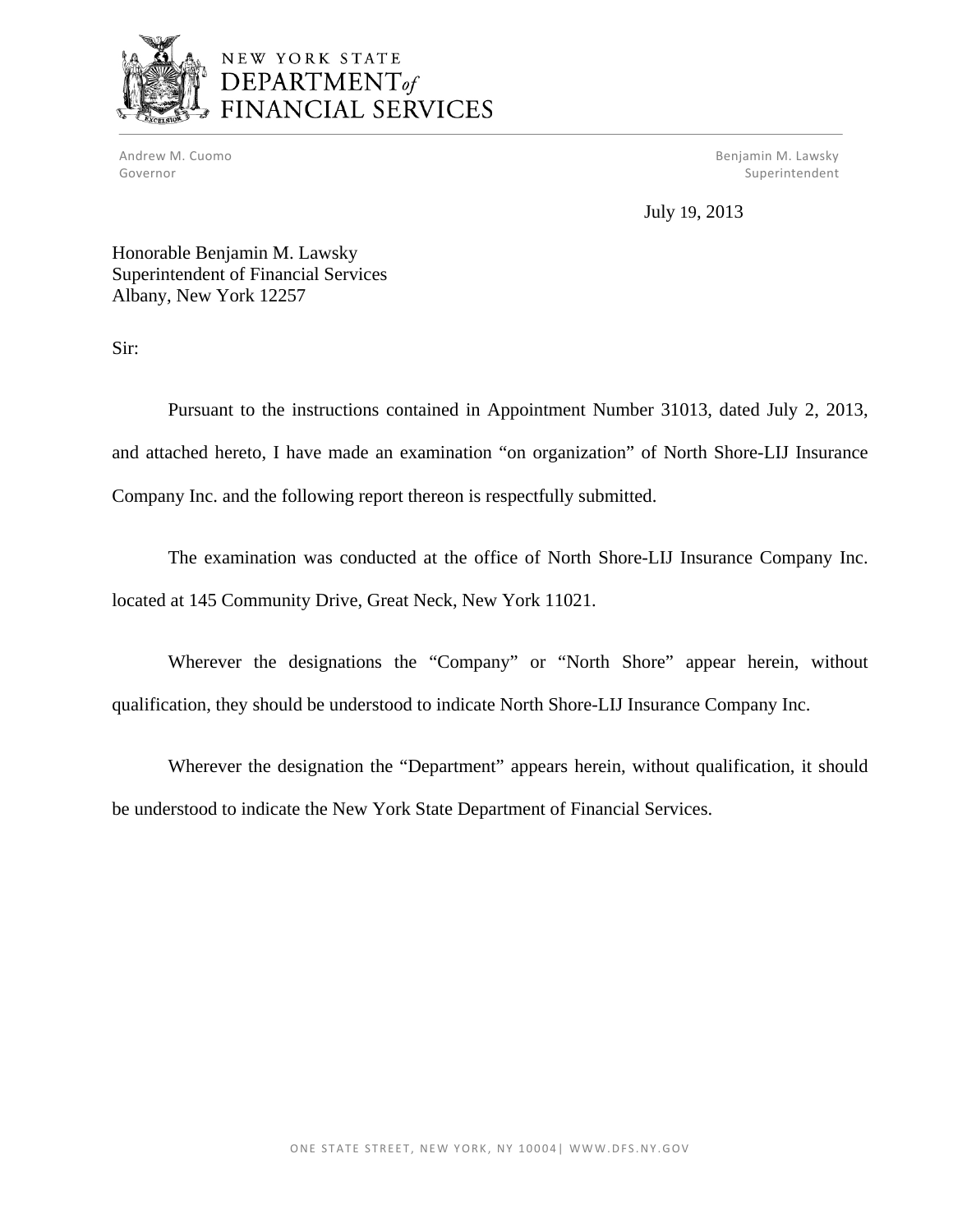NEW YORK STATE
DEPARTMENT *of*
FINANCIAL SERVICES

Andrew M. Cuomo
Governor

Benjamin M. Lawsky
Superintendent

July 19, 2013

Honorable Benjamin M. Lawsky
Superintendent of Financial Services
Albany, New York 12257

Sir:

Pursuant to the instructions contained in Appointment Number 31013, dated July 2, 2013, and attached hereto, I have made an examination "on organization" of North Shore-LIJ Insurance Company Inc. and the following report thereon is respectfully submitted.

The examination was conducted at the office of North Shore-LIJ Insurance Company Inc. located at 145 Community Drive, Great Neck, New York 11021.

Wherever the designations the "Company" or "North Shore" appear herein, without qualification, they should be understood to indicate North Shore-LIJ Insurance Company Inc.

Wherever the designation the "Department" appears herein, without qualification, it should be understood to indicate the New York State Department of Financial Services.

ONE STATE STREET, NEW YORK, NY 10004| WWW.DFS.NY.GOV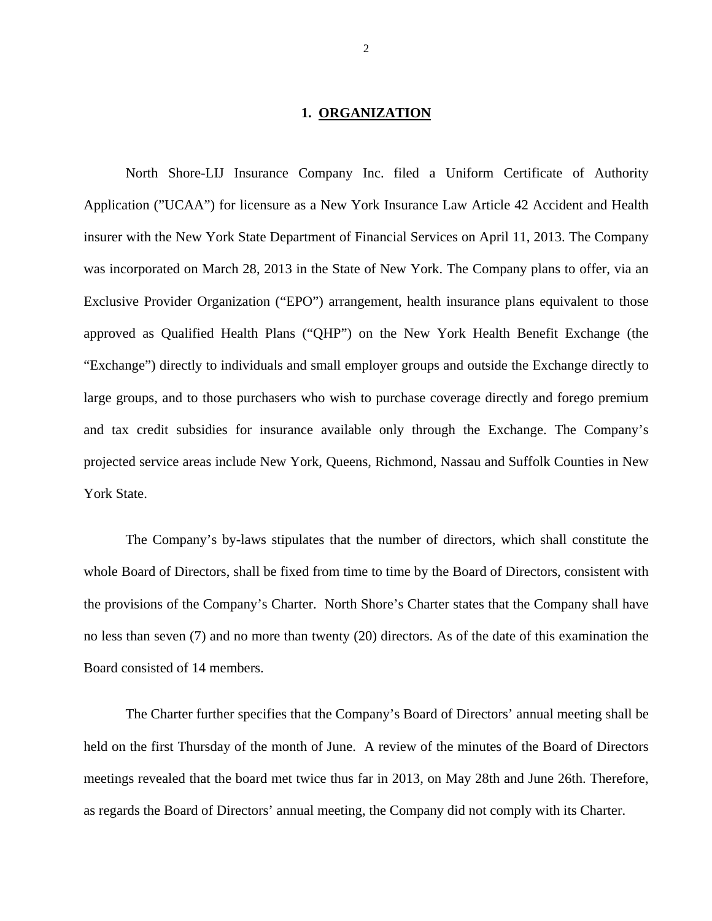## 1. ORGANIZATION

North Shore-LIJ Insurance Company Inc. filed a Uniform Certificate of Authority Application (”UCAA”) for licensure as a New York Insurance Law Article 42 Accident and Health insurer with the New York State Department of Financial Services on April 11, 2013. The Company was incorporated on March 28, 2013 in the State of New York. The Company plans to offer, via an Exclusive Provider Organization (“EPO”) arrangement, health insurance plans equivalent to those approved as Qualified Health Plans (“QHP”) on the New York Health Benefit Exchange (the “Exchange”) directly to individuals and small employer groups and outside the Exchange directly to large groups, and to those purchasers who wish to purchase coverage directly and forego premium and tax credit subsidies for insurance available only through the Exchange. The Company’s projected service areas include New York, Queens, Richmond, Nassau and Suffolk Counties in New York State.

The Company’s by-laws stipulates that the number of directors, which shall constitute the whole Board of Directors, shall be fixed from time to time by the Board of Directors, consistent with the provisions of the Company’s Charter. North Shore’s Charter states that the Company shall have no less than seven (7) and no more than twenty (20) directors. As of the date of this examination the Board consisted of 14 members.

The Charter further specifies that the Company’s Board of Directors’ annual meeting shall be held on the first Thursday of the month of June. A review of the minutes of the Board of Directors meetings revealed that the board met twice thus far in 2013, on May 28th and June 26th. Therefore, as regards the Board of Directors’ annual meeting, the Company did not comply with its Charter.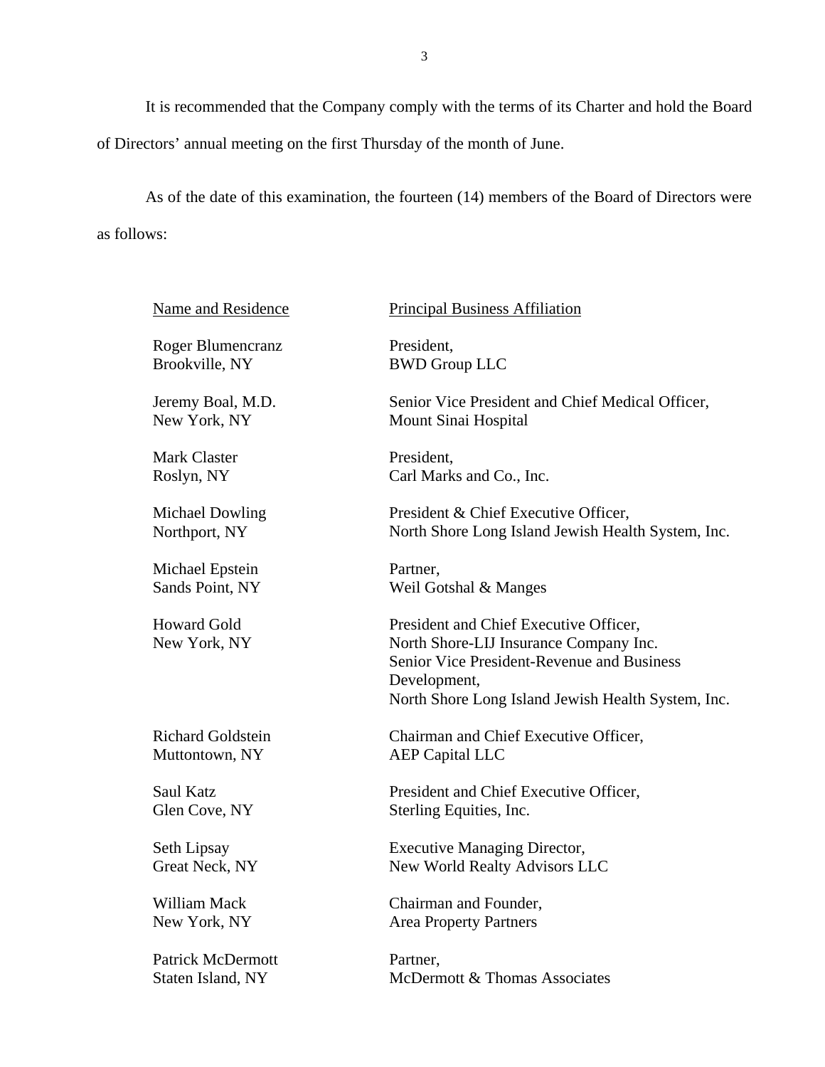It is recommended that the Company comply with the terms of its Charter and hold the Board of Directors' annual meeting on the first Thursday of the month of June.

As of the date of this examination, the fourteen (14) members of the Board of Directors were as follows:

| Name and Residence | Principal Business Affiliation |
|---|---|
| Roger Blumencranz<br>Brookville, NY | President,<br>BWD Group LLC |
| Jeremy Boal, M.D.<br>New York, NY | Senior Vice President and Chief Medical Officer,<br>Mount Sinai Hospital |
| Mark Claster<br>Roslyn, NY | President,<br>Carl Marks and Co., Inc. |
| Michael Dowling<br>Northport, NY | President & Chief Executive Officer,<br>North Shore Long Island Jewish Health System, Inc. |
| Michael Epstein<br>Sands Point, NY | Partner,<br>Weil Gotshal & Manges |
| Howard Gold<br>New York, NY | President and Chief Executive Officer,<br>North Shore-LIJ Insurance Company Inc.<br>Senior Vice President-Revenue and Business Development,<br>North Shore Long Island Jewish Health System, Inc. |
| Richard Goldstein<br>Muttontown, NY | Chairman and Chief Executive Officer,<br>AEP Capital LLC |
| Saul Katz<br>Glen Cove, NY | President and Chief Executive Officer,<br>Sterling Equities, Inc. |
| Seth Lipsay<br>Great Neck, NY | Executive Managing Director,<br>New World Realty Advisors LLC |
| William Mack<br>New York, NY | Chairman and Founder,<br>Area Property Partners |
| Patrick McDermott<br>Staten Island, NY | Partner,<br>McDermott & Thomas Associates |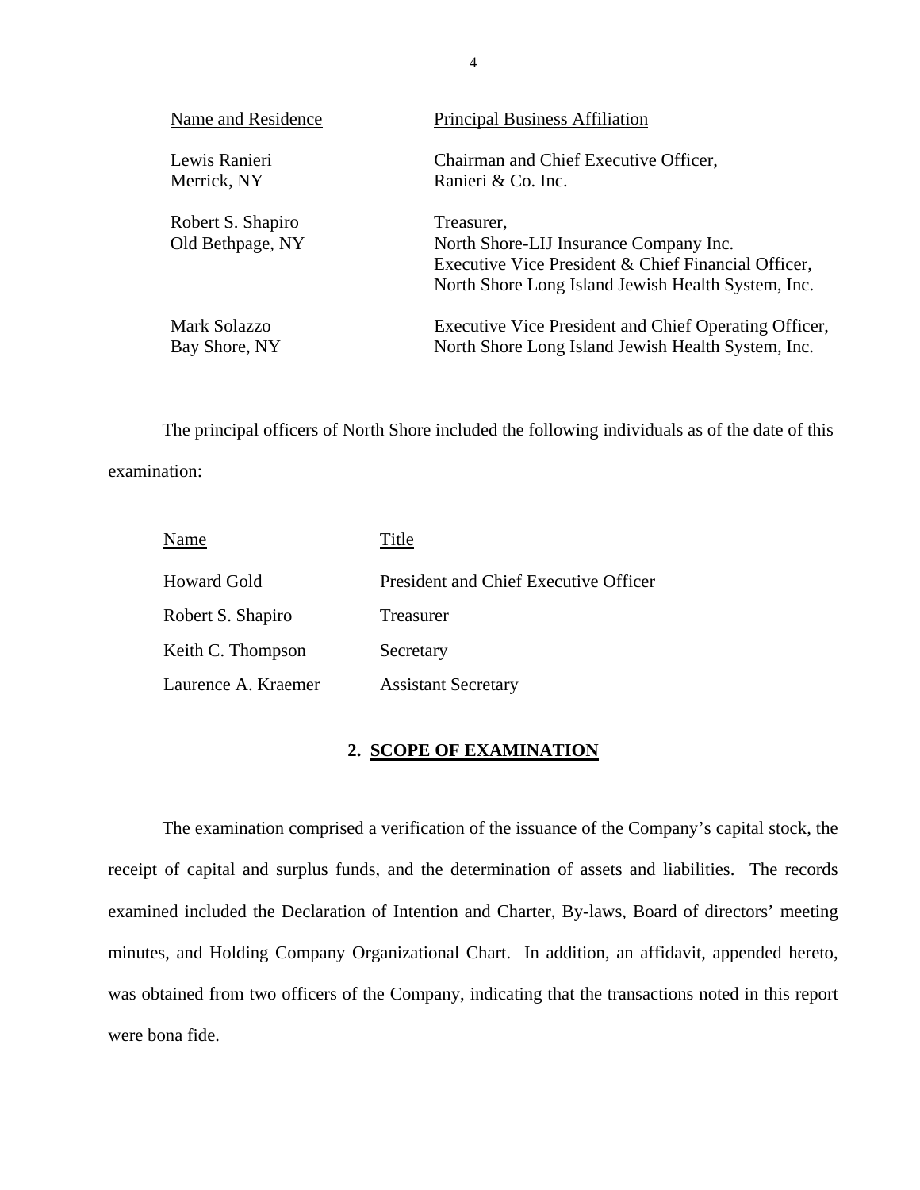| Name and Residence | Principal Business Affiliation |
|---|---|
| Lewis Ranieri<br>Merrick, NY | Chairman and Chief Executive Officer,<br>Ranieri & Co. Inc. |
| Robert S. Shapiro<br>Old Bethpage, NY | Treasurer,<br>North Shore-LIJ Insurance Company Inc.<br>Executive Vice President & Chief Financial Officer,<br>North Shore Long Island Jewish Health System, Inc. |
| Mark Solazzo<br>Bay Shore, NY | Executive Vice President and Chief Operating Officer,<br>North Shore Long Island Jewish Health System, Inc. |

The principal officers of North Shore included the following individuals as of the date of this examination:

| Name | Title |
|---|---|
| Howard Gold | President and Chief Executive Officer |
| Robert S. Shapiro | Treasurer |
| Keith C. Thompson | Secretary |
| Laurence A. Kraemer | Assistant Secretary |

## 2. SCOPE OF EXAMINATION

The examination comprised a verification of the issuance of the Company's capital stock, the receipt of capital and surplus funds, and the determination of assets and liabilities. The records examined included the Declaration of Intention and Charter, By-laws, Board of directors' meeting minutes, and Holding Company Organizational Chart. In addition, an affidavit, appended hereto, was obtained from two officers of the Company, indicating that the transactions noted in this report were bona fide.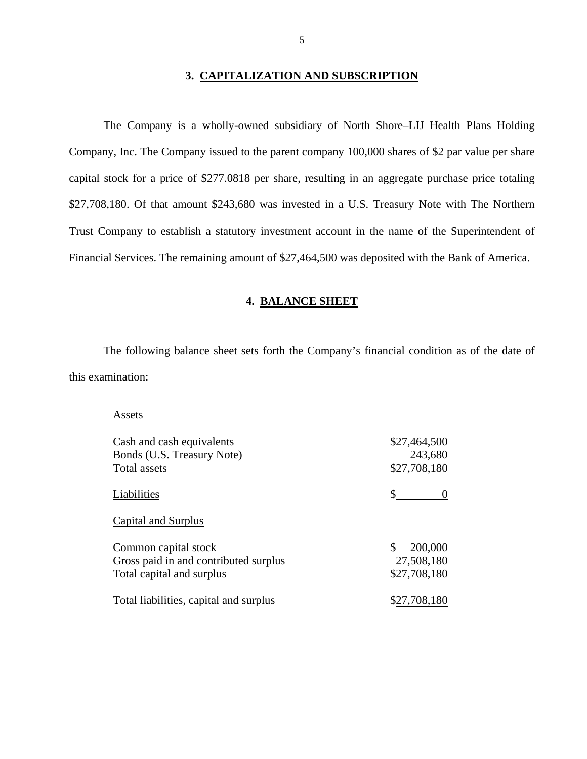## 3. CAPITALIZATION AND SUBSCRIPTION

The Company is a wholly-owned subsidiary of North Shore–LIJ Health Plans Holding Company, Inc. The Company issued to the parent company 100,000 shares of $2 par value per share capital stock for a price of $277.0818 per share, resulting in an aggregate purchase price totaling $27,708,180. Of that amount $243,680 was invested in a U.S. Treasury Note with The Northern Trust Company to establish a statutory investment account in the name of the Superintendent of Financial Services. The remaining amount of $27,464,500 was deposited with the Bank of America.

## 4. BALANCE SHEET

The following balance sheet sets forth the Company's financial condition as of the date of this examination:

| | |
|---|---|
| Assets | |
| Cash and cash equivalents | $27,464,500 |
| Bonds (U.S. Treasury Note) | 243,680 |
| Total assets | $27,708,180 |
| Liabilities | $ 0 |
| Capital and Surplus | |
| Common capital stock | $ 200,000 |
| Gross paid in and contributed surplus | 27,508,180 |
| Total capital and surplus | $27,708,180 |
| Total liabilities, capital and surplus | $27,708,180 |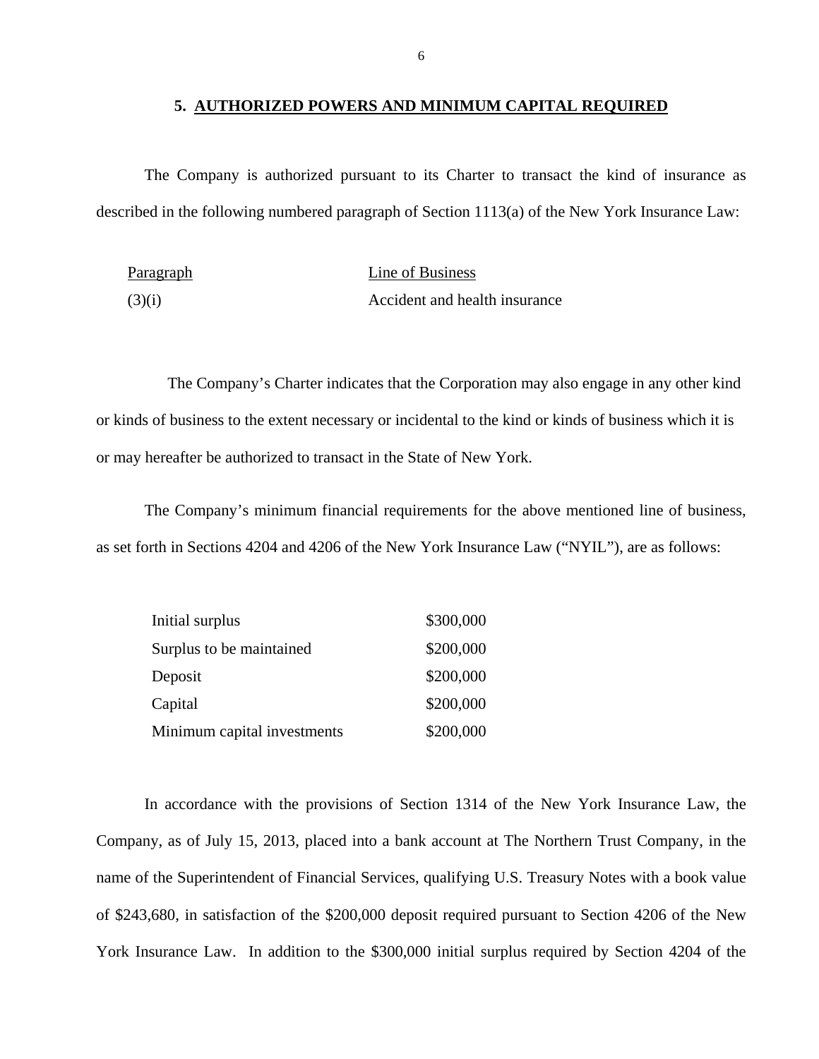## 5. AUTHORIZED POWERS AND MINIMUM CAPITAL REQUIRED

The Company is authorized pursuant to its Charter to transact the kind of insurance as described in the following numbered paragraph of Section 1113(a) of the New York Insurance Law:

| Paragraph | Line of Business |
|---|---|
| (3)(i) | Accident and health insurance |

The Company's Charter indicates that the Corporation may also engage in any other kind or kinds of business to the extent necessary or incidental to the kind or kinds of business which it is or may hereafter be authorized to transact in the State of New York.

The Company's minimum financial requirements for the above mentioned line of business, as set forth in Sections 4204 and 4206 of the New York Insurance Law ("NYIL"), are as follows:

| | |
|---|---|
| Initial surplus | \$300,000 |
| Surplus to be maintained | \$200,000 |
| Deposit | \$200,000 |
| Capital | \$200,000 |
| Minimum capital investments | \$200,000 |

In accordance with the provisions of Section 1314 of the New York Insurance Law, the Company, as of July 15, 2013, placed into a bank account at The Northern Trust Company, in the name of the Superintendent of Financial Services, qualifying U.S. Treasury Notes with a book value of \$243,680, in satisfaction of the \$200,000 deposit required pursuant to Section 4206 of the New York Insurance Law. In addition to the \$300,000 initial surplus required by Section 4204 of the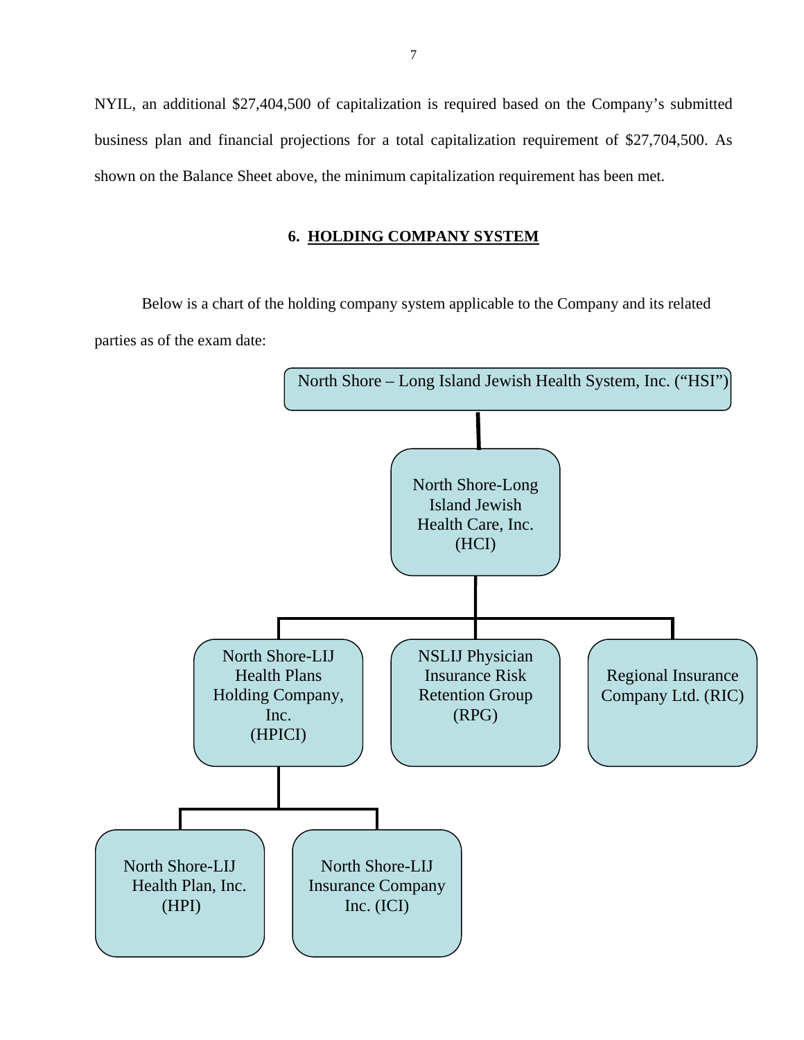NYIL, an additional $27,404,500 of capitalization is required based on the Company's submitted business plan and financial projections for a total capitalization requirement of $27,704,500. As shown on the Balance Sheet above, the minimum capitalization requirement has been met.

## 6. HOLDING COMPANY SYSTEM

Below is a chart of the holding company system applicable to the Company and its related parties as of the exam date:

North Shore – Long Island Jewish Health System, Inc. ("HSI")

North Shore-Long Island Jewish Health Care, Inc. (HCI)

North Shore-LIJ Health Plans Holding Company, Inc. (HPICI)

NSLIJ Physician Insurance Risk Retention Group (RPG)

Regional Insurance Company Ltd. (RIC)

North Shore-LIJ Health Plan, Inc. (HPI)

North Shore-LIJ Insurance Company Inc. (ICI)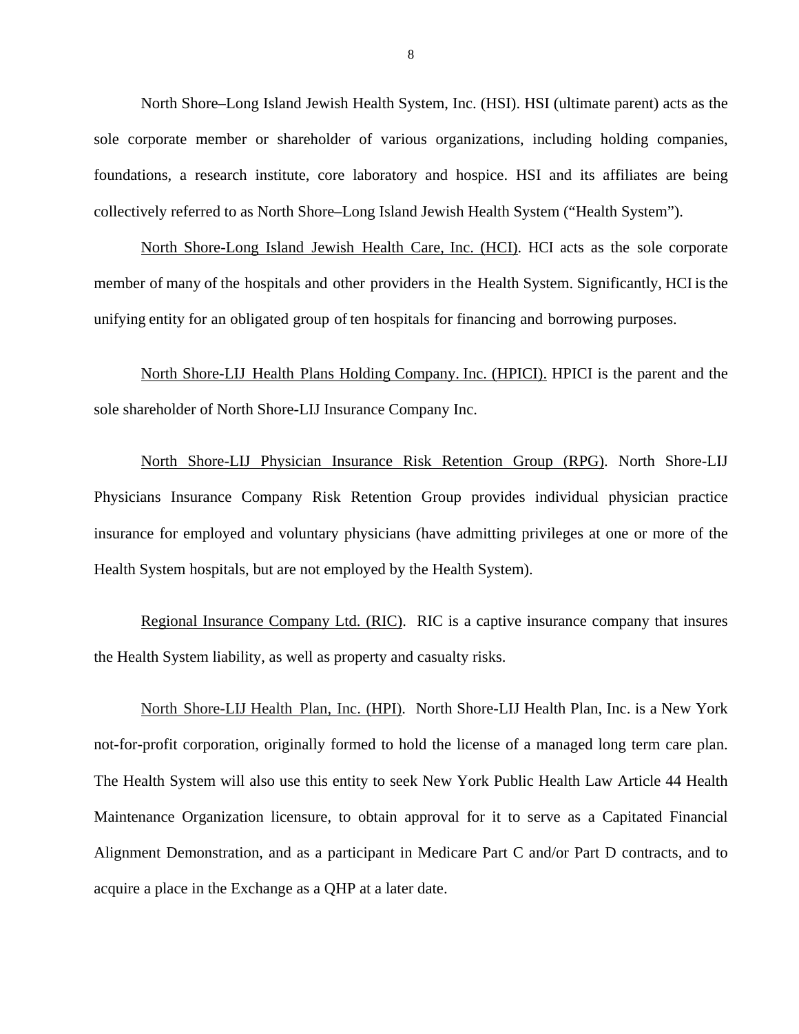North Shore–Long Island Jewish Health System, Inc. (HSI). HSI (ultimate parent) acts as the sole corporate member or shareholder of various organizations, including holding companies, foundations, a research institute, core laboratory and hospice. HSI and its affiliates are being collectively referred to as North Shore–Long Island Jewish Health System ("Health System").

North Shore-Long Island Jewish Health Care, Inc. (HCI). HCI acts as the sole corporate member of many of the hospitals and other providers in the Health System. Significantly, HCI is the unifying entity for an obligated group of ten hospitals for financing and borrowing purposes.

North Shore-LIJ Health Plans Holding Company. Inc. (HPICI). HPICI is the parent and the sole shareholder of North Shore-LIJ Insurance Company Inc.

North Shore-LIJ Physician Insurance Risk Retention Group (RPG). North Shore-LIJ Physicians Insurance Company Risk Retention Group provides individual physician practice insurance for employed and voluntary physicians (have admitting privileges at one or more of the Health System hospitals, but are not employed by the Health System).

Regional Insurance Company Ltd. (RIC). RIC is a captive insurance company that insures the Health System liability, as well as property and casualty risks.

North Shore-LIJ Health Plan, Inc. (HPI). North Shore-LIJ Health Plan, Inc. is a New York not-for-profit corporation, originally formed to hold the license of a managed long term care plan. The Health System will also use this entity to seek New York Public Health Law Article 44 Health Maintenance Organization licensure, to obtain approval for it to serve as a Capitated Financial Alignment Demonstration, and as a participant in Medicare Part C and/or Part D contracts, and to acquire a place in the Exchange as a QHP at a later date.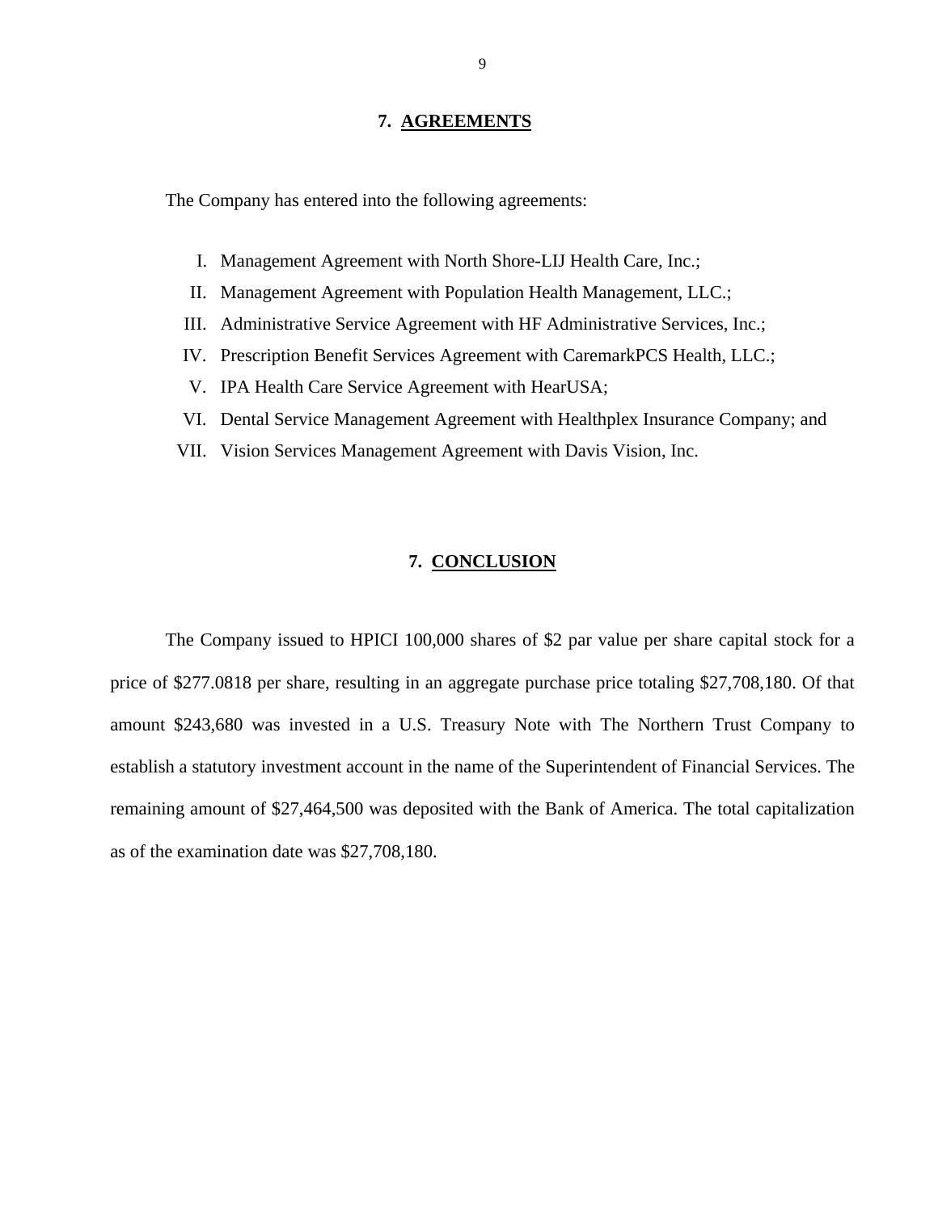## 7. AGREEMENTS

The Company has entered into the following agreements:

I. Management Agreement with North Shore-LIJ Health Care, Inc.;
II. Management Agreement with Population Health Management, LLC.;
III. Administrative Service Agreement with HF Administrative Services, Inc.;
IV. Prescription Benefit Services Agreement with CaremarkPCS Health, LLC.;
V. IPA Health Care Service Agreement with HearUSA;
VI. Dental Service Management Agreement with Healthplex Insurance Company; and
VII. Vision Services Management Agreement with Davis Vision, Inc.

## 7. CONCLUSION

The Company issued to HPICI 100,000 shares of $2 par value per share capital stock for a price of $277.0818 per share, resulting in an aggregate purchase price totaling $27,708,180. Of that amount $243,680 was invested in a U.S. Treasury Note with The Northern Trust Company to establish a statutory investment account in the name of the Superintendent of Financial Services. The remaining amount of $27,464,500 was deposited with the Bank of America. The total capitalization as of the examination date was $27,708,180.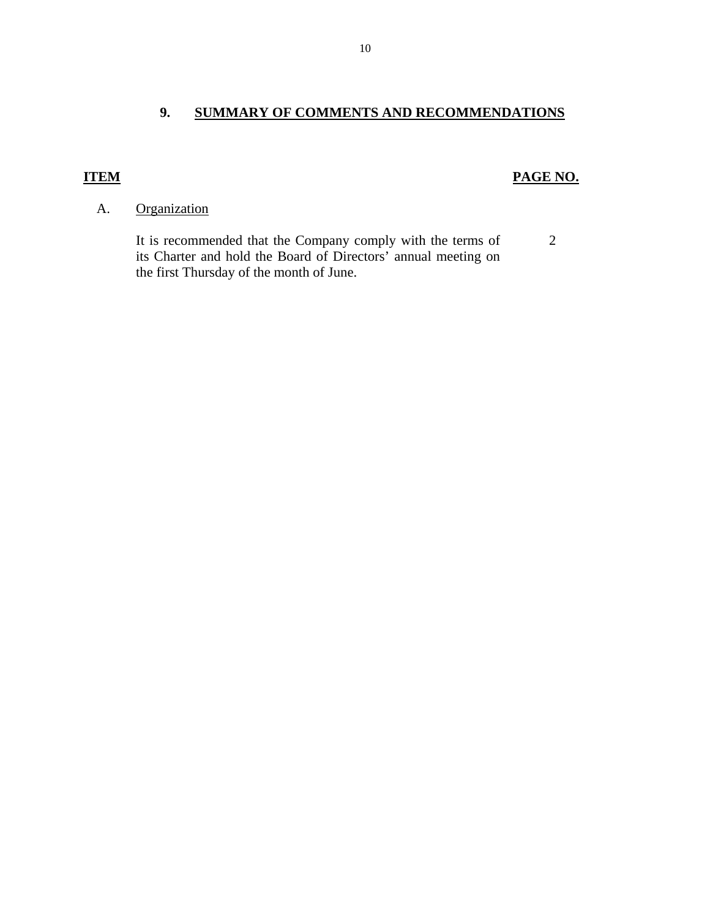## 9. SUMMARY OF COMMENTS AND RECOMMENDATIONS

| ITEM | | PAGE NO. |
|---|---|---|
| A. | Organization | |
| | It is recommended that the Company comply with the terms of its Charter and hold the Board of Directors' annual meeting on the first Thursday of the month of June. | 2 |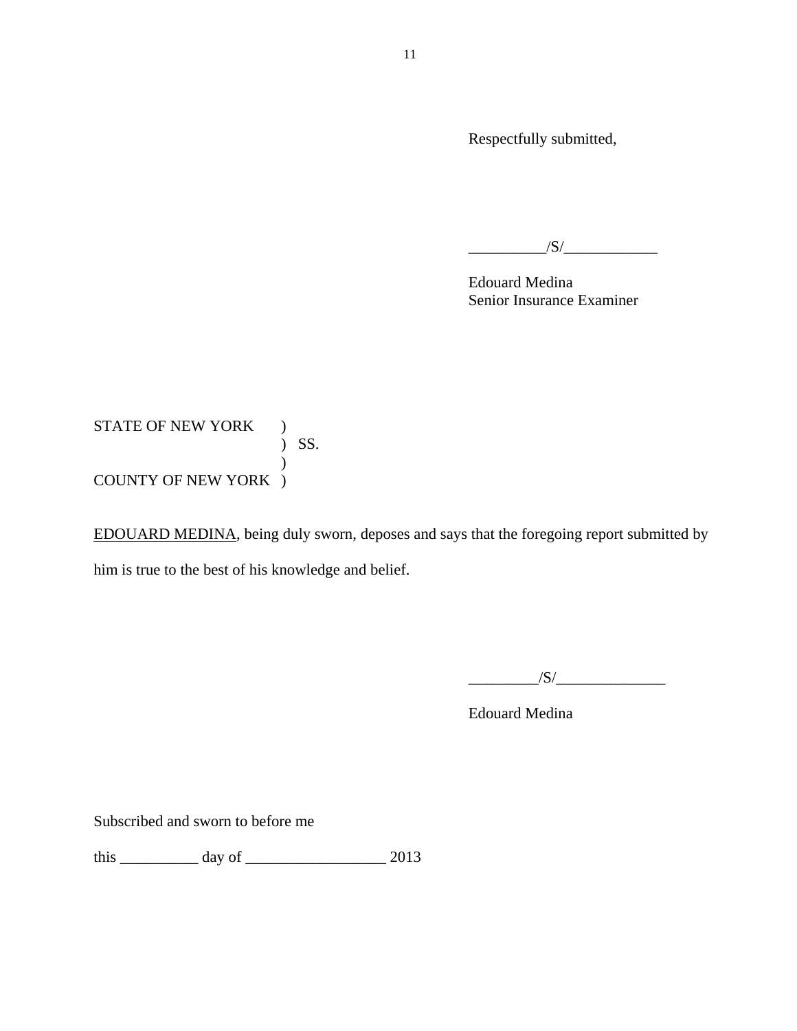Respectfully submitted,

__________/S/____________

Edouard Medina
Senior Insurance Examiner

STATE OF NEW YORK )
) SS.
)
COUNTY OF NEW YORK )

<u>EDOUARD MEDINA</u>, being duly sworn, deposes and says that the foregoing report submitted by him is true to the best of his knowledge and belief.

_________/S/______________

Edouard Medina

Subscribed and sworn to before me

this __________ day of __________________ 2013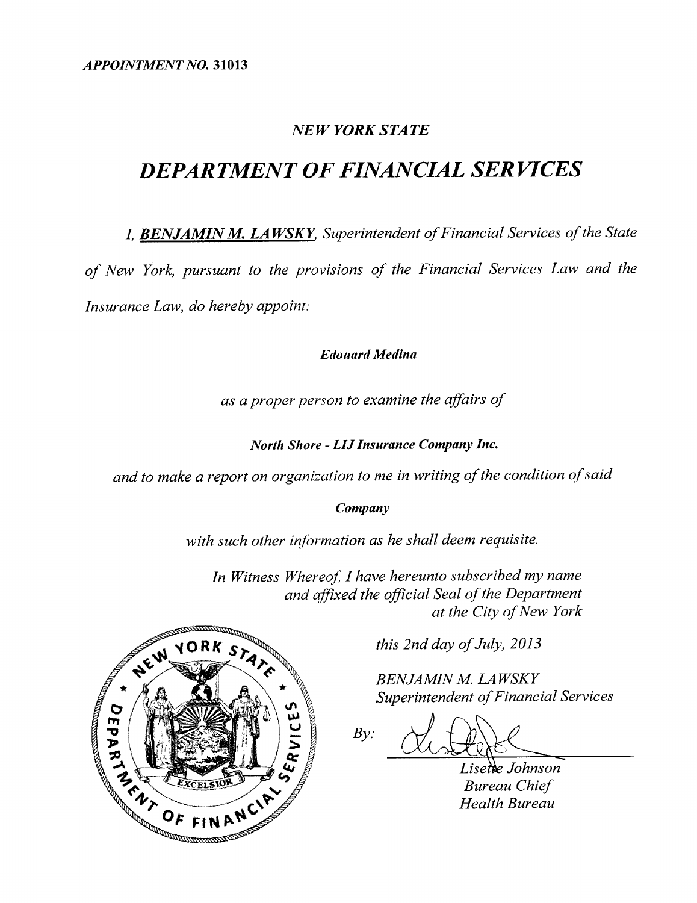*APPOINTMENT NO.* **31013**

## *NEW YORK STATE*

# *DEPARTMENT OF FINANCIAL SERVICES*

*I, **BENJAMIN M. LAWSKY**, Superintendent of Financial Services of the State of New York, pursuant to the provisions of the Financial Services Law and the Insurance Law, do hereby appoint:*

***Edouard Medina***

*as a proper person to examine the affairs of*

***North Shore - LIJ Insurance Company Inc.***

*and to make a report on organization to me in writing of the condition of said*

***Company***

*with such other information as he shall deem requisite.*

*In Witness Whereof, I have hereunto subscribed my name and affixed the official Seal of the Department at the City of New York*

*this 2nd day of July, 2013*

*BENJAMIN M. LAWSKY*
*Superintendent of Financial Services*

*By:*

*Lisette Johnson*
*Bureau Chief*
*Health Bureau*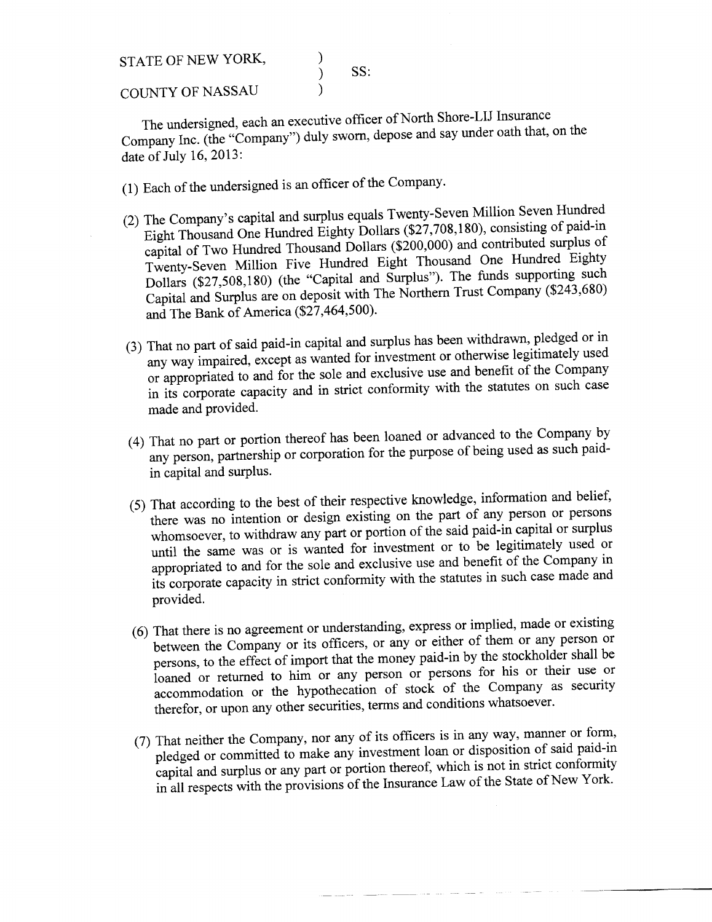STATE OF NEW YORK, ) SS:
COUNTY OF NASSAU )

The undersigned, each an executive officer of North Shore-LIJ Insurance Company Inc. (the "Company") duly sworn, depose and say under oath that, on the date of July 16, 2013:

(1) Each of the undersigned is an officer of the Company.

(2) The Company's capital and surplus equals Twenty-Seven Million Seven Hundred Eight Thousand One Hundred Eighty Dollars ($27,708,180), consisting of paid-in capital of Two Hundred Thousand Dollars ($200,000) and contributed surplus of Twenty-Seven Million Five Hundred Eight Thousand One Hundred Eighty Dollars ($27,508,180) (the "Capital and Surplus"). The funds supporting such Capital and Surplus are on deposit with The Northern Trust Company ($243,680) and The Bank of America ($27,464,500).

(3) That no part of said paid-in capital and surplus has been withdrawn, pledged or in any way impaired, except as wanted for investment or otherwise legitimately used or appropriated to and for the sole and exclusive use and benefit of the Company in its corporate capacity and in strict conformity with the statutes on such case made and provided.

(4) That no part or portion thereof has been loaned or advanced to the Company by any person, partnership or corporation for the purpose of being used as such paid-in capital and surplus.

(5) That according to the best of their respective knowledge, information and belief, there was no intention or design existing on the part of any person or persons whomsoever, to withdraw any part or portion of the said paid-in capital or surplus until the same was or is wanted for investment or to be legitimately used or appropriated to and for the sole and exclusive use and benefit of the Company in its corporate capacity in strict conformity with the statutes in such case made and provided.

(6) That there is no agreement or understanding, express or implied, made or existing between the Company or its officers, or any or either of them or any person or persons, to the effect of import that the money paid-in by the stockholder shall be loaned or returned to him or any person or persons for his or their use or accommodation or the hypothecation of stock of the Company as security therefor, or upon any other securities, terms and conditions whatsoever.

(7) That neither the Company, nor any of its officers is in any way, manner or form, pledged or committed to make any investment loan or disposition of said paid-in capital and surplus or any part or portion thereof, which is not in strict conformity in all respects with the provisions of the Insurance Law of the State of New York.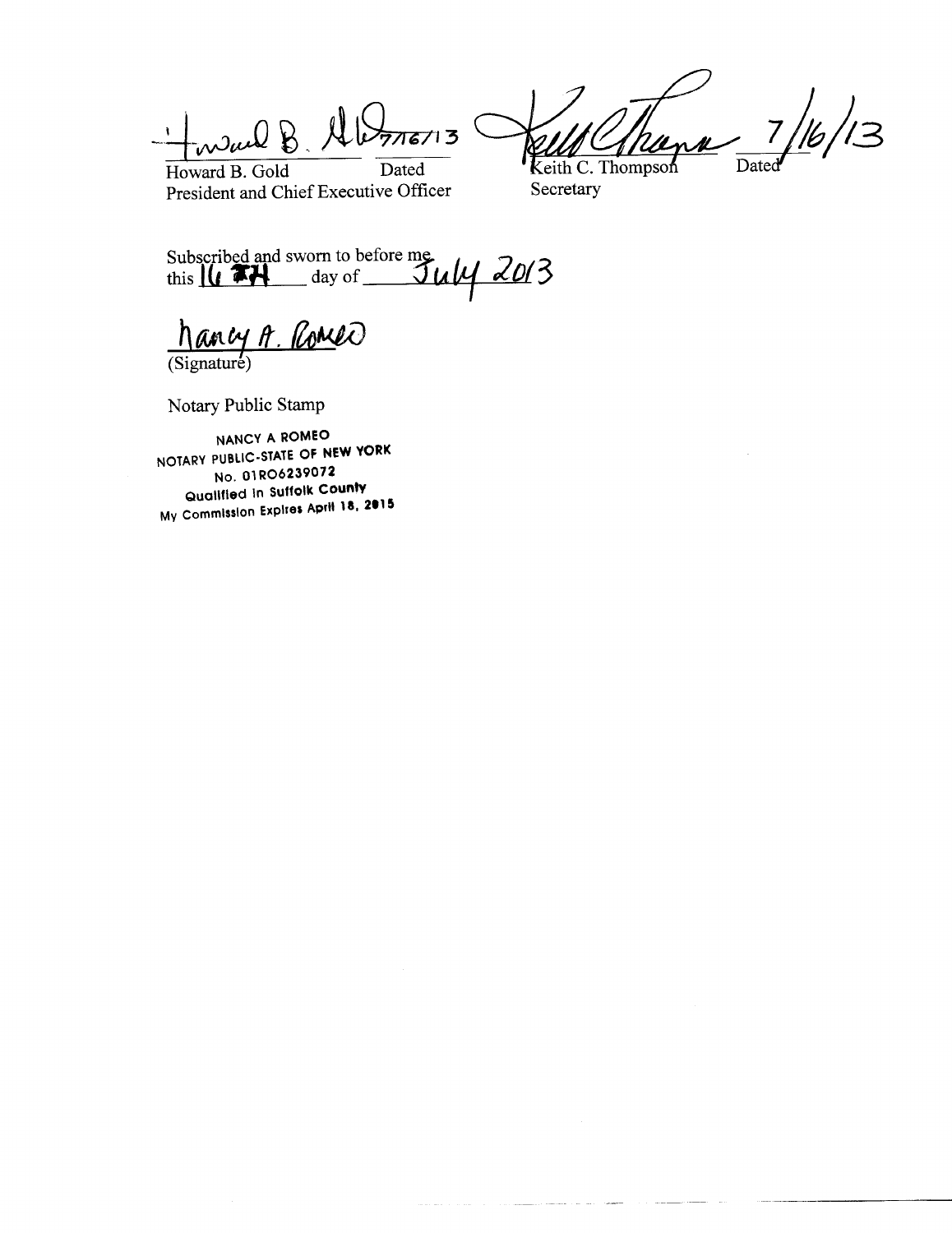Howard B. Gold 7/16/13
Howard B. Gold — Dated
President and Chief Executive Officer

Keith C. Thompson 7/16/13
Keith C. Thompson — Dated
Secretary

Subscribed and sworn to before me
this 16TH day of July 2013

Nancy A. Romeo
(Signature)

Notary Public Stamp

NANCY A ROMEO
NOTARY PUBLIC-STATE OF NEW YORK
No. 01RO6239072
Qualified In Suffolk County
My Commission Expires April 18, 2015